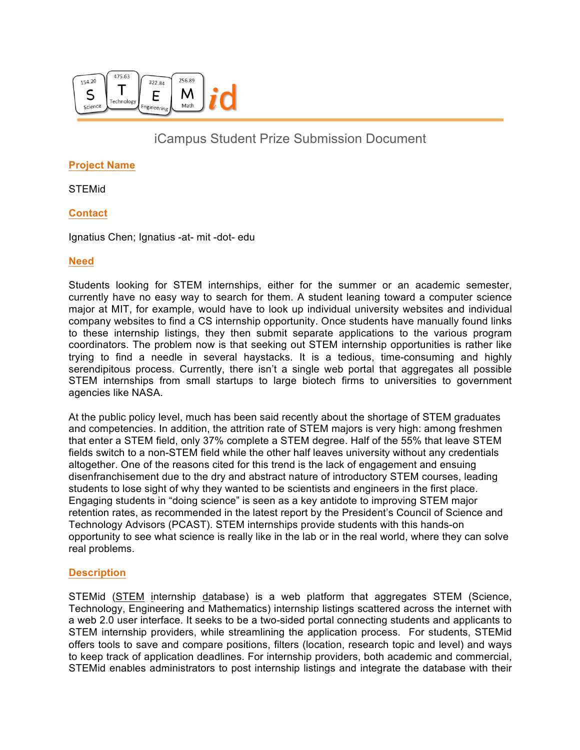# iCampus Student Prize Submission Document

## Project Name

STEMid

## Contact

Ignatius Chen; Ignatius -at- mit -dot- edu

## Need

Students looking for STEM internships, either for the summer or an academic semester, currently have no easy way to search for them. A student leaning toward a computer science major at MIT, for example, would have to look up individual university websites and individual company websites to find a CS internship opportunity. Once students have manually found links to these internship listings, they then submit separate applications to the various program coordinators. The problem now is that seeking out STEM internship opportunities is rather like trying to find a needle in several haystacks. It is a tedious, time-consuming and highly serendipitous process. Currently, there isn't a single web portal that aggregates all possible STEM internships from small startups to large biotech firms to universities to government agencies like NASA.

At the public policy level, much has been said recently about the shortage of STEM graduates and competencies. In addition, the attrition rate of STEM majors is very high: among freshmen that enter a STEM field, only 37% complete a STEM degree. Half of the 55% that leave STEM fields switch to a non-STEM field while the other half leaves university without any credentials altogether. One of the reasons cited for this trend is the lack of engagement and ensuing disenfranchisement due to the dry and abstract nature of introductory STEM courses, leading students to lose sight of why they wanted to be scientists and engineers in the first place. Engaging students in "doing science" is seen as a key antidote to improving STEM major retention rates, as recommended in the latest report by the President's Council of Science and Technology Advisors (PCAST). STEM internships provide students with this hands-on opportunity to see what science is really like in the lab or in the real world, where they can solve real problems.

## Description

STEMid (STEM internship database) is a web platform that aggregates STEM (Science, Technology, Engineering and Mathematics) internship listings scattered across the internet with a web 2.0 user interface. It seeks to be a two-sided portal connecting students and applicants to STEM internship providers, while streamlining the application process. For students, STEMid offers tools to save and compare positions, filters (location, research topic and level) and ways to keep track of application deadlines. For internship providers, both academic and commercial, STEMid enables administrators to post internship listings and integrate the database with their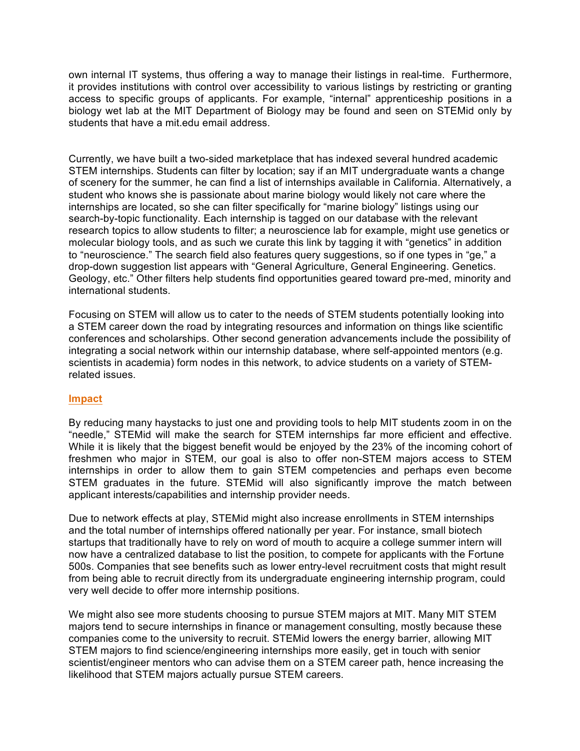own internal IT systems, thus offering a way to manage their listings in real-time. Furthermore, it provides institutions with control over accessibility to various listings by restricting or granting access to specific groups of applicants. For example, "internal" apprenticeship positions in a biology wet lab at the MIT Department of Biology may be found and seen on STEMid only by students that have a mit.edu email address.

Currently, we have built a two-sided marketplace that has indexed several hundred academic STEM internships. Students can filter by location; say if an MIT undergraduate wants a change of scenery for the summer, he can find a list of internships available in California. Alternatively, a student who knows she is passionate about marine biology would likely not care where the internships are located, so she can filter specifically for "marine biology" listings using our search-by-topic functionality. Each internship is tagged on our database with the relevant research topics to allow students to filter; a neuroscience lab for example, might use genetics or molecular biology tools, and as such we curate this link by tagging it with "genetics" in addition to "neuroscience." The search field also features query suggestions, so if one types in "ge," a drop-down suggestion list appears with "General Agriculture, General Engineering. Genetics. Geology, etc." Other filters help students find opportunities geared toward pre-med, minority and international students.

Focusing on STEM will allow us to cater to the needs of STEM students potentially looking into a STEM career down the road by integrating resources and information on things like scientific conferences and scholarships. Other second generation advancements include the possibility of integrating a social network within our internship database, where self-appointed mentors (e.g. scientists in academia) form nodes in this network, to advice students on a variety of STEM-related issues.

## Impact

By reducing many haystacks to just one and providing tools to help MIT students zoom in on the "needle," STEMid will make the search for STEM internships far more efficient and effective. While it is likely that the biggest benefit would be enjoyed by the 23% of the incoming cohort of freshmen who major in STEM, our goal is also to offer non-STEM majors access to STEM internships in order to allow them to gain STEM competencies and perhaps even become STEM graduates in the future. STEMid will also significantly improve the match between applicant interests/capabilities and internship provider needs.

Due to network effects at play, STEMid might also increase enrollments in STEM internships and the total number of internships offered nationally per year. For instance, small biotech startups that traditionally have to rely on word of mouth to acquire a college summer intern will now have a centralized database to list the position, to compete for applicants with the Fortune 500s. Companies that see benefits such as lower entry-level recruitment costs that might result from being able to recruit directly from its undergraduate engineering internship program, could very well decide to offer more internship positions.

We might also see more students choosing to pursue STEM majors at MIT. Many MIT STEM majors tend to secure internships in finance or management consulting, mostly because these companies come to the university to recruit. STEMid lowers the energy barrier, allowing MIT STEM majors to find science/engineering internships more easily, get in touch with senior scientist/engineer mentors who can advise them on a STEM career path, hence increasing the likelihood that STEM majors actually pursue STEM careers.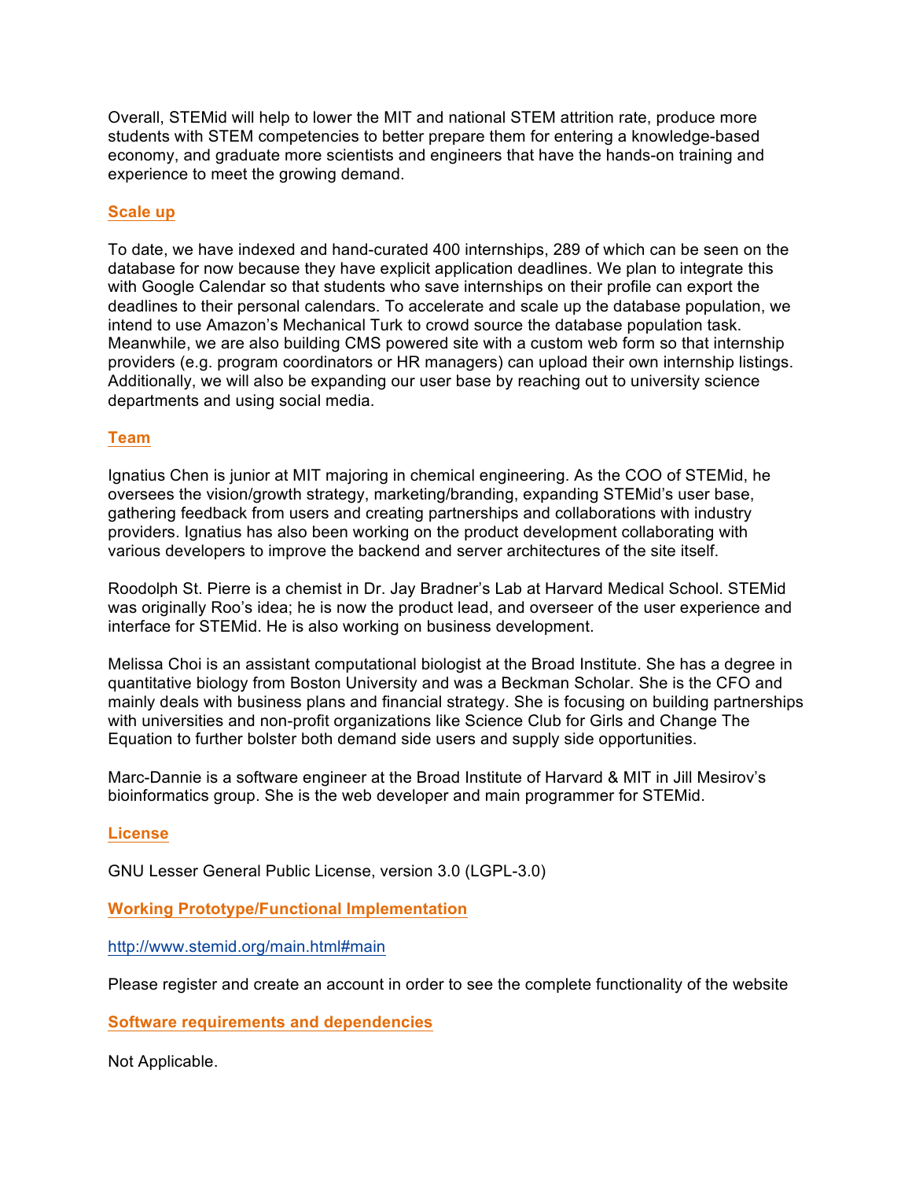Overall, STEMid will help to lower the MIT and national STEM attrition rate, produce more students with STEM competencies to better prepare them for entering a knowledge-based economy, and graduate more scientists and engineers that have the hands-on training and experience to meet the growing demand.

## Scale up

To date, we have indexed and hand-curated 400 internships, 289 of which can be seen on the database for now because they have explicit application deadlines. We plan to integrate this with Google Calendar so that students who save internships on their profile can export the deadlines to their personal calendars. To accelerate and scale up the database population, we intend to use Amazon's Mechanical Turk to crowd source the database population task. Meanwhile, we are also building CMS powered site with a custom web form so that internship providers (e.g. program coordinators or HR managers) can upload their own internship listings. Additionally, we will also be expanding our user base by reaching out to university science departments and using social media.

## Team

Ignatius Chen is junior at MIT majoring in chemical engineering. As the COO of STEMid, he oversees the vision/growth strategy, marketing/branding, expanding STEMid's user base, gathering feedback from users and creating partnerships and collaborations with industry providers. Ignatius has also been working on the product development collaborating with various developers to improve the backend and server architectures of the site itself.

Roodolph St. Pierre is a chemist in Dr. Jay Bradner's Lab at Harvard Medical School. STEMid was originally Roo's idea; he is now the product lead, and overseer of the user experience and interface for STEMid. He is also working on business development.

Melissa Choi is an assistant computational biologist at the Broad Institute. She has a degree in quantitative biology from Boston University and was a Beckman Scholar. She is the CFO and mainly deals with business plans and financial strategy. She is focusing on building partnerships with universities and non-profit organizations like Science Club for Girls and Change The Equation to further bolster both demand side users and supply side opportunities.

Marc-Dannie is a software engineer at the Broad Institute of Harvard & MIT in Jill Mesirov's bioinformatics group. She is the web developer and main programmer for STEMid.

## License

GNU Lesser General Public License, version 3.0 (LGPL-3.0)

## Working Prototype/Functional Implementation

http://www.stemid.org/main.html#main

Please register and create an account in order to see the complete functionality of the website

## Software requirements and dependencies

Not Applicable.